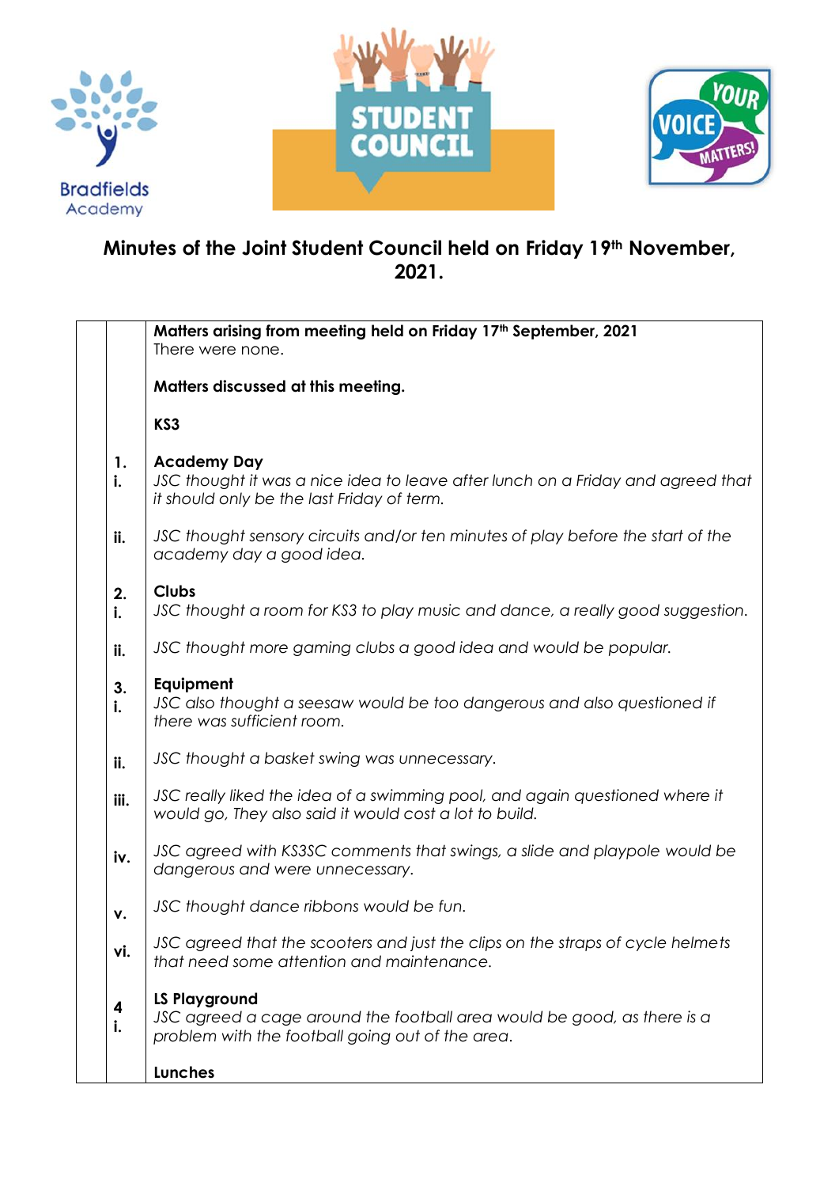Bradfields Academy

STUDENT COUNCIL

YOUR VOICE MATTERS!

# Minutes of the Joint Student Council held on Friday 19th November, 2021.

**Matters arising from meeting held on Friday 17th September, 2021**
There were none.

**Matters discussed at this meeting.**

**KS3**

**1. Academy Day**

i. *JSC thought it was a nice idea to leave after lunch on a Friday and agreed that it should only be the last Friday of term.*

ii. *JSC thought sensory circuits and/or ten minutes of play before the start of the academy day a good idea.*

**2. Clubs**

i. *JSC thought a room for KS3 to play music and dance, a really good suggestion.*

ii. *JSC thought more gaming clubs a good idea and would be popular.*

**3. Equipment**

i. *JSC also thought a seesaw would be too dangerous and also questioned if there was sufficient room.*

ii. *JSC thought a basket swing was unnecessary.*

iii. *JSC really liked the idea of a swimming pool, and again questioned where it would go, They also said it would cost a lot to build.*

iv. *JSC agreed with KS3SC comments that swings, a slide and playpole would be dangerous and were unnecessary.*

v. *JSC thought dance ribbons would be fun.*

vi. *JSC agreed that the scooters and just the clips on the straps of cycle helmets that need some attention and maintenance.*

**4 LS Playground**

i. *JSC agreed a cage around the football area would be good, as there is a problem with the football going out of the area.*

**Lunches**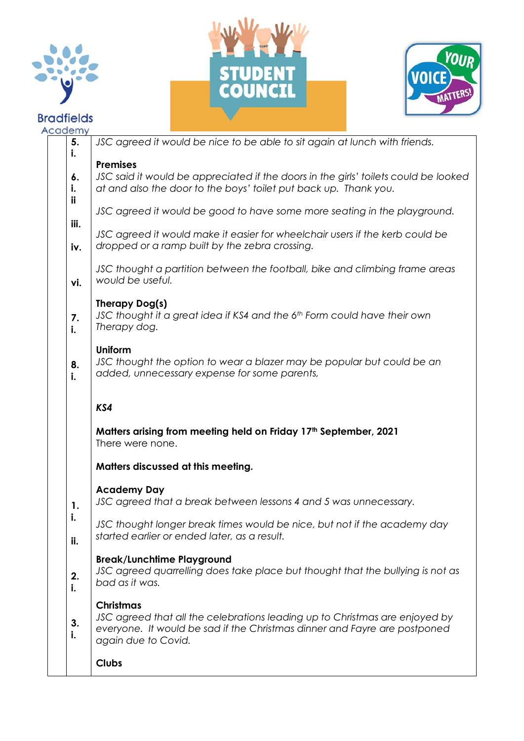| | | |
|---|---|---|
| | 5. i. | *JSC agreed it would be nice to be able to sit again at lunch with friends.* |
| | | **Premises** |
| | 6. i. | *JSC said it would be appreciated if the doors in the girls' toilets could be looked at and also the door to the boys' toilet put back up. Thank you.* |
| | ii | *JSC agreed it would be good to have some more seating in the playground.* |
| | iii. | *JSC agreed it would make it easier for wheelchair users if the kerb could be dropped or a ramp built by the zebra crossing.* |
| | iv. | *JSC thought a partition between the football, bike and climbing frame areas would be useful.* |
| | vi. | |
| | | **Therapy Dog(s)** |
| | 7. i. | *JSC thought it a great idea if KS4 and the 6th Form could have their own Therapy dog.* |
| | | **Uniform** |
| | 8. i. | *JSC thought the option to wear a blazer may be popular but could be an added, unnecessary expense for some parents,* |
| | | ***KS4*** |
| | | **Matters arising from meeting held on Friday 17th September, 2021** There were none. |
| | | **Matters discussed at this meeting.** |
| | | **Academy Day** |
| | 1. i. | *JSC agreed that a break between lessons 4 and 5 was unnecessary.* |
| | ii. | *JSC thought longer break times would be nice, but not if the academy day started earlier or ended later, as a result.* |
| | | **Break/Lunchtime Playground** |
| | 2. i. | *JSC agreed quarrelling does take place but thought that the bullying is not as bad as it was.* |
| | | **Christmas** |
| | 3. i. | *JSC agreed that all the celebrations leading up to Christmas are enjoyed by everyone. It would be sad if the Christmas dinner and Fayre are postponed again due to Covid.* |
| | | **Clubs** |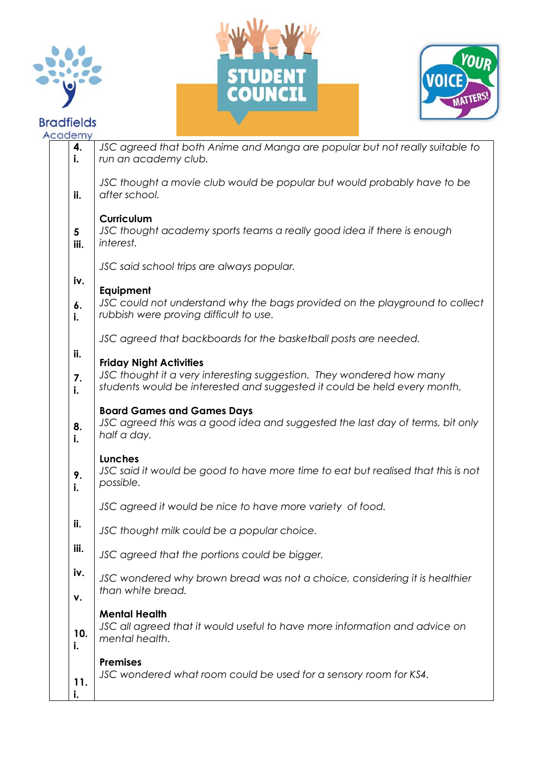| | |
|---|---|
| **4. i.** | *JSC agreed that both Anime and Manga are popular but not really suitable to run an academy club.* |
| **ii.** | *JSC thought a movie club would be popular but would probably have to be after school.* |
| **5 iii.** | **Curriculum**<br>*JSC thought academy sports teams a really good idea if there is enough interest.* |
| **iv.** | *JSC said school trips are always popular.* |
| **6. i.** | **Equipment**<br>*JSC could not understand why the bags provided on the playground to collect rubbish were proving difficult to use.* |
| **ii.** | *JSC agreed that backboards for the basketball posts are needed.* |
| **7. i.** | **Friday Night Activities**<br>*JSC thought it a very interesting suggestion. They wondered how many students would be interested and suggested it could be held every month,* |
| **8. i.** | **Board Games and Games Days**<br>*JSC agreed this was a good idea and suggested the last day of terms, bit only half a day.* |
| **9. i.** | **Lunches**<br>*JSC said it would be good to have more time to eat but realised that this is not possible.* |
| **ii.** | *JSC agreed it would be nice to have more variety of food.* |
| **iii.** | *JSC thought milk could be a popular choice.* |
| **iv.** | *JSC agreed that the portions could be bigger.* |
| **v.** | *JSC wondered why brown bread was not a choice, considering it is healthier than white bread.* |
| **10. i.** | **Mental Health**<br>*JSC all agreed that it would useful to have more information and advice on mental health.* |
| **11. i.** | **Premises**<br>*JSC wondered what room could be used for a sensory room for KS4.* |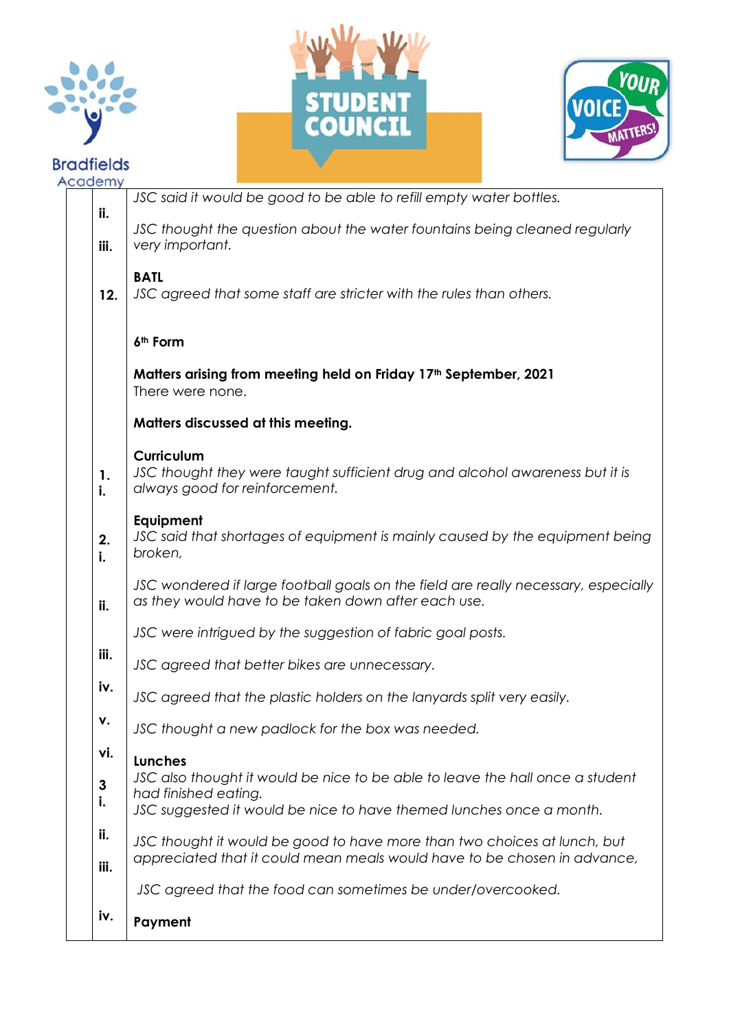| | | |
|---|---|---|
| | | *JSC said it would be good to be able to refill empty water bottles.* |
| | ii. | *JSC thought the question about the water fountains being cleaned regularly very important.* |
| | iii. | |
| | | **BATL** |
| | 12. | *JSC agreed that some staff are stricter with the rules than others.* |
| | | **6th Form** |
| | | **Matters arising from meeting held on Friday 17th September, 2021** There were none. |
| | | **Matters discussed at this meeting.** |
| | | **Curriculum** |
| | 1. i. | *JSC thought they were taught sufficient drug and alcohol awareness but it is always good for reinforcement.* |
| | | **Equipment** |
| | 2. i. | *JSC said that shortages of equipment is mainly caused by the equipment being broken,* |
| | ii. | *JSC wondered if large football goals on the field are really necessary, especially as they would have to be taken down after each use.* |
| | iii. | *JSC were intrigued by the suggestion of fabric goal posts.* |
| | iv. | *JSC agreed that better bikes are unnecessary.* |
| | v. | *JSC agreed that the plastic holders on the lanyards split very easily.* |
| | vi. | *JSC thought a new padlock for the box was needed.* |
| | | **Lunches** |
| | 3 i. | *JSC also thought it would be nice to be able to leave the hall once a student had finished eating.* |
| | ii. | *JSC suggested it would be nice to have themed lunches once a month.* |
| | iii. | *JSC thought it would be good to have more than two choices at lunch, but appreciated that it could mean meals would have to be chosen in advance,* |
| | iv. | *JSC agreed that the food can sometimes be under/overcooked.* |
| | | **Payment** |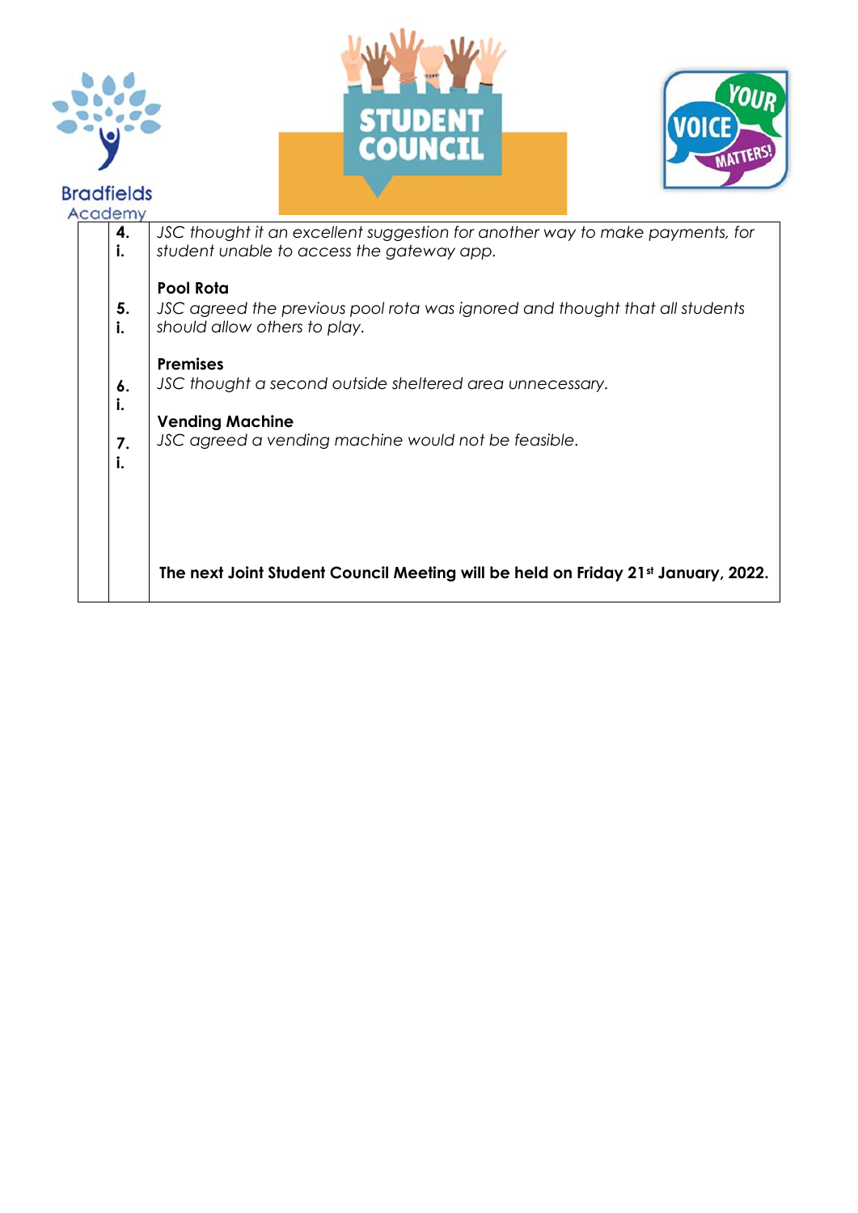| | | |
|---|---|---|
| | **4. i.** | *JSC thought it an excellent suggestion for another way to make payments, for student unable to access the gateway app.* |
| | | **Pool Rota** |
| | **5. i.** | *JSC agreed the previous pool rota was ignored and thought that all students should allow others to play.* |
| | | **Premises** |
| | **6. i.** | *JSC thought a second outside sheltered area unnecessary.* |
| | | **Vending Machine** |
| | **7. i.** | *JSC agreed a vending machine would not be feasible.* |
| | | **The next Joint Student Council Meeting will be held on Friday 21st January, 2022.** |